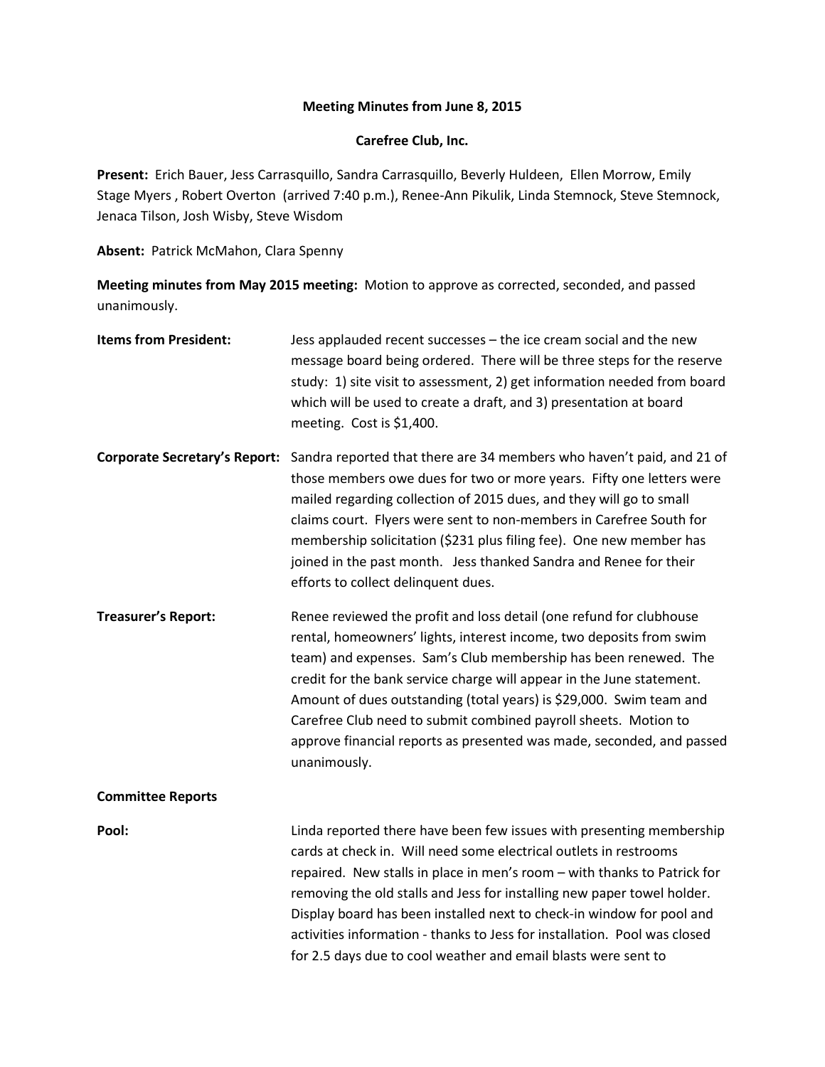**Meeting Minutes from June 8, 2015**

**Carefree Club, Inc.**

**Present:** Erich Bauer, Jess Carrasquillo, Sandra Carrasquillo, Beverly Huldeen, Ellen Morrow, Emily Stage Myers , Robert Overton (arrived 7:40 p.m.), Renee-Ann Pikulik, Linda Stemnock, Steve Stemnock, Jenaca Tilson, Josh Wisby, Steve Wisdom

**Absent:** Patrick McMahon, Clara Spenny

**Meeting minutes from May 2015 meeting:** Motion to approve as corrected, seconded, and passed unanimously.

**Items from President:** Jess applauded recent successes – the ice cream social and the new message board being ordered. There will be three steps for the reserve study: 1) site visit to assessment, 2) get information needed from board which will be used to create a draft, and 3) presentation at board meeting. Cost is $1,400.

**Corporate Secretary's Report:** Sandra reported that there are 34 members who haven't paid, and 21 of those members owe dues for two or more years. Fifty one letters were mailed regarding collection of 2015 dues, and they will go to small claims court. Flyers were sent to non-members in Carefree South for membership solicitation ($231 plus filing fee). One new member has joined in the past month. Jess thanked Sandra and Renee for their efforts to collect delinquent dues.

**Treasurer's Report:** Renee reviewed the profit and loss detail (one refund for clubhouse rental, homeowners' lights, interest income, two deposits from swim team) and expenses. Sam's Club membership has been renewed. The credit for the bank service charge will appear in the June statement. Amount of dues outstanding (total years) is $29,000. Swim team and Carefree Club need to submit combined payroll sheets. Motion to approve financial reports as presented was made, seconded, and passed unanimously.

**Committee Reports**

**Pool:** Linda reported there have been few issues with presenting membership cards at check in. Will need some electrical outlets in restrooms repaired. New stalls in place in men's room – with thanks to Patrick for removing the old stalls and Jess for installing new paper towel holder. Display board has been installed next to check-in window for pool and activities information - thanks to Jess for installation. Pool was closed for 2.5 days due to cool weather and email blasts were sent to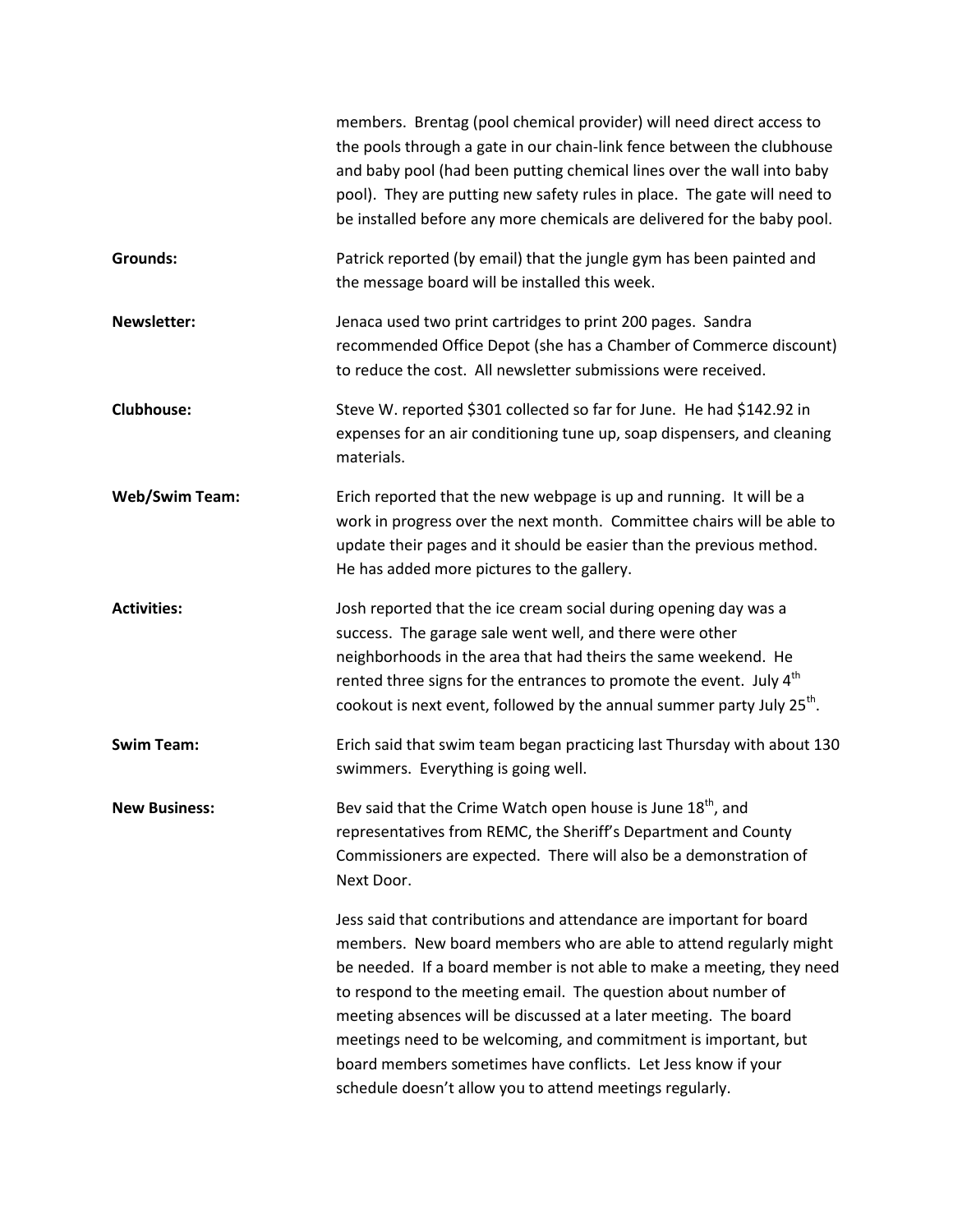members. Brentag (pool chemical provider) will need direct access to the pools through a gate in our chain-link fence between the clubhouse and baby pool (had been putting chemical lines over the wall into baby pool). They are putting new safety rules in place. The gate will need to be installed before any more chemicals are delivered for the baby pool.

**Grounds:** Patrick reported (by email) that the jungle gym has been painted and the message board will be installed this week.

**Newsletter:** Jenaca used two print cartridges to print 200 pages. Sandra recommended Office Depot (she has a Chamber of Commerce discount) to reduce the cost. All newsletter submissions were received.

**Clubhouse:** Steve W. reported $301 collected so far for June. He had $142.92 in expenses for an air conditioning tune up, soap dispensers, and cleaning materials.

**Web/Swim Team:** Erich reported that the new webpage is up and running. It will be a work in progress over the next month. Committee chairs will be able to update their pages and it should be easier than the previous method. He has added more pictures to the gallery.

**Activities:** Josh reported that the ice cream social during opening day was a success. The garage sale went well, and there were other neighborhoods in the area that had theirs the same weekend. He rented three signs for the entrances to promote the event. July 4th cookout is next event, followed by the annual summer party July 25th.

**Swim Team:** Erich said that swim team began practicing last Thursday with about 130 swimmers. Everything is going well.

**New Business:** Bev said that the Crime Watch open house is June 18th, and representatives from REMC, the Sheriff's Department and County Commissioners are expected. There will also be a demonstration of Next Door.

Jess said that contributions and attendance are important for board members. New board members who are able to attend regularly might be needed. If a board member is not able to make a meeting, they need to respond to the meeting email. The question about number of meeting absences will be discussed at a later meeting. The board meetings need to be welcoming, and commitment is important, but board members sometimes have conflicts. Let Jess know if your schedule doesn't allow you to attend meetings regularly.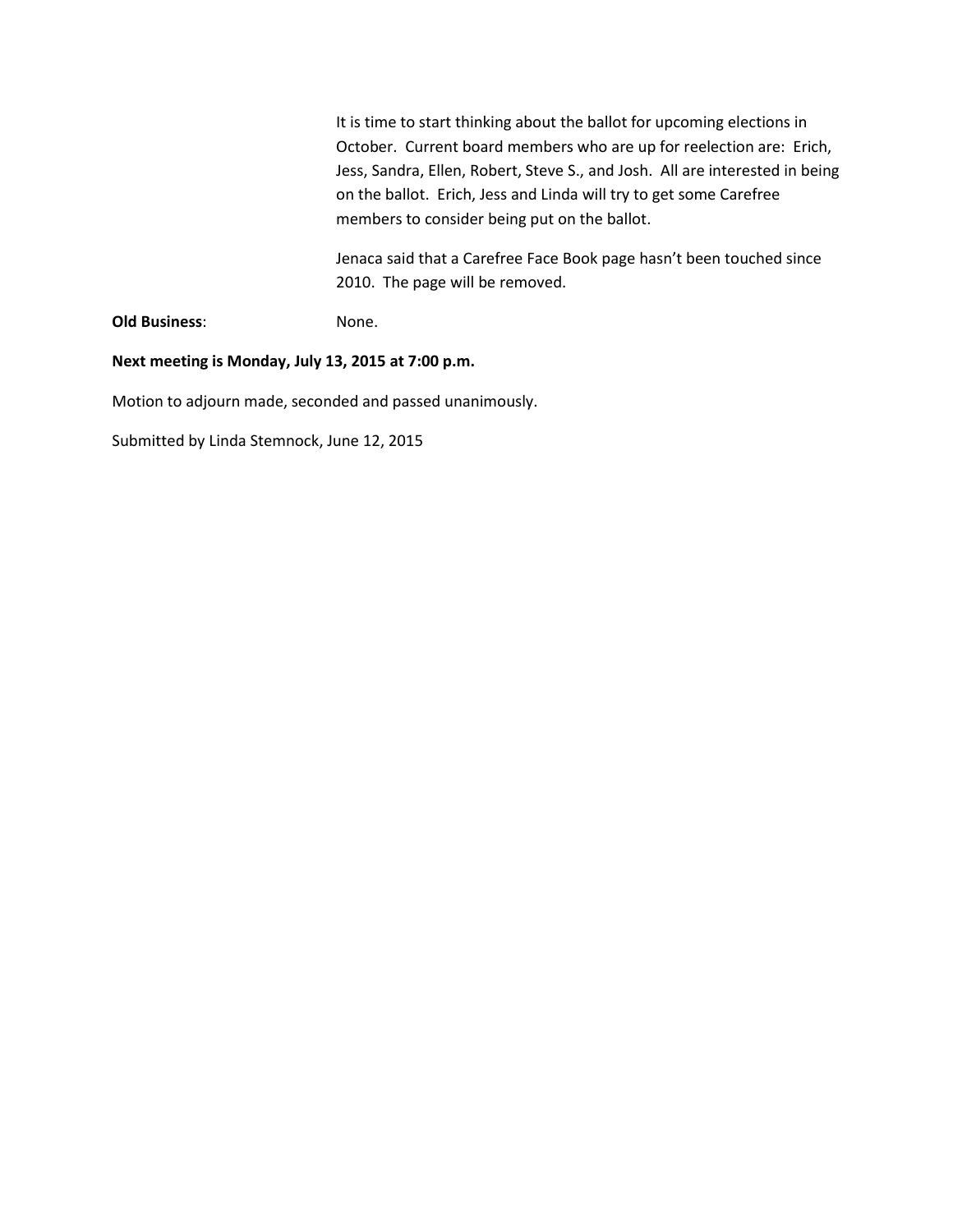It is time to start thinking about the ballot for upcoming elections in October. Current board members who are up for reelection are: Erich, Jess, Sandra, Ellen, Robert, Steve S., and Josh. All are interested in being on the ballot. Erich, Jess and Linda will try to get some Carefree members to consider being put on the ballot.

Jenaca said that a Carefree Face Book page hasn't been touched since 2010. The page will be removed.

**Old Business**: None.

**Next meeting is Monday, July 13, 2015 at 7:00 p.m.**

Motion to adjourn made, seconded and passed unanimously.

Submitted by Linda Stemnock, June 12, 2015